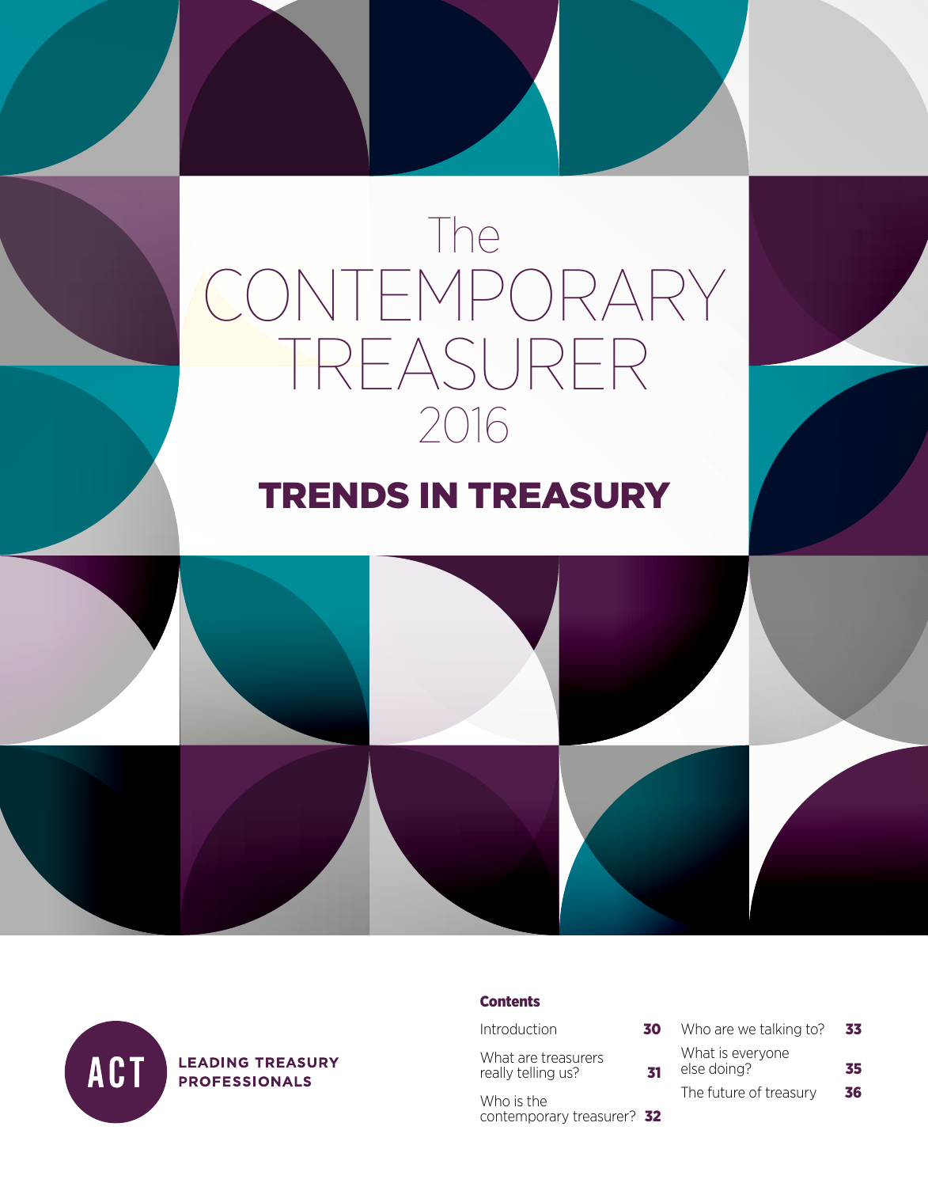# The CONTEMPORARY TREASURER 2016

## TRENDS IN TREASURY

ACT LEADING TREASURY PROFESSIONALS

**Contents**

| | |
|---|---|
| Introduction | **30** |
| What are treasurers really telling us? | **31** |
| Who is the contemporary treasurer? | **32** |
| Who are we talking to? | **33** |
| What is everyone else doing? | **35** |
| The future of treasury | **36** |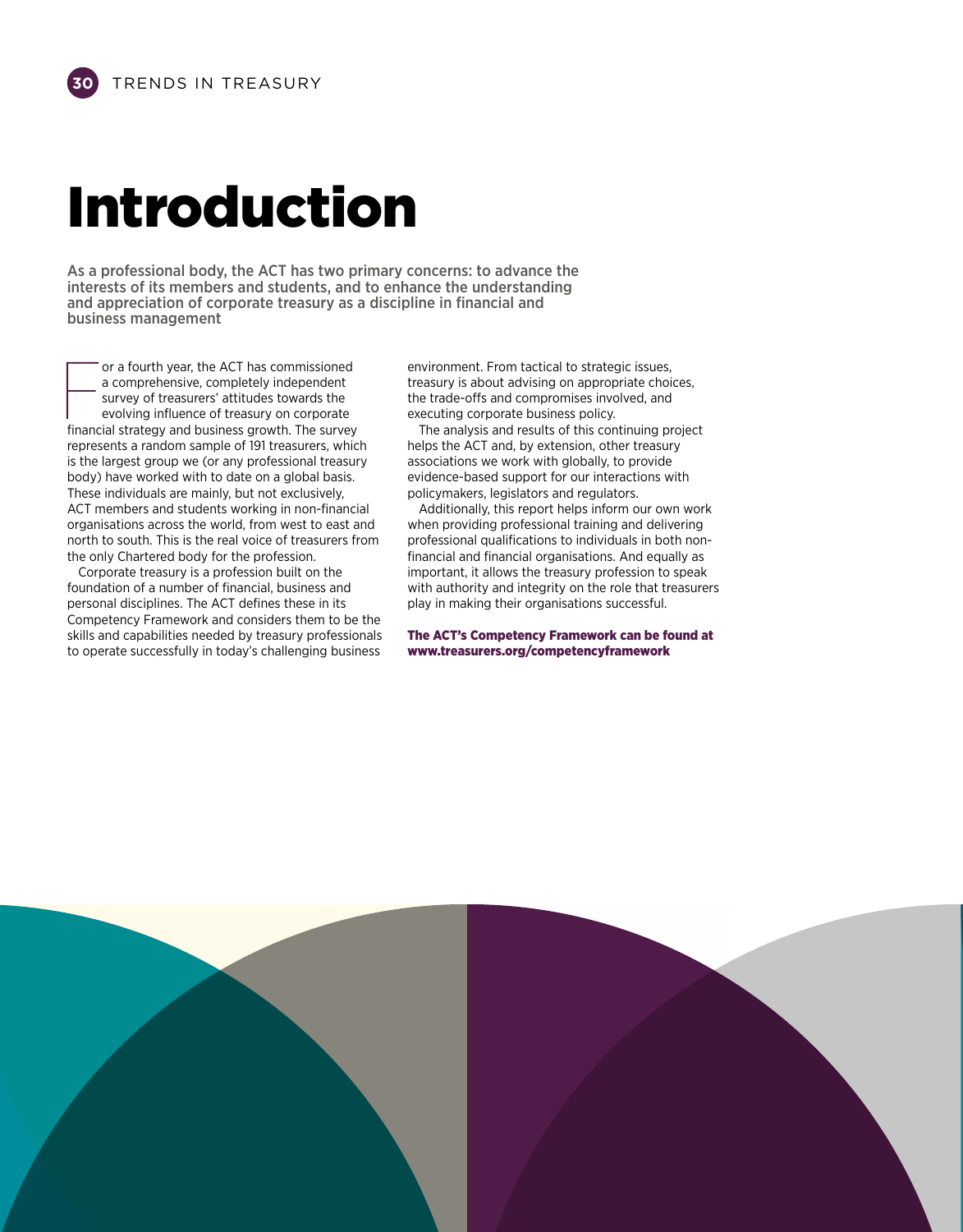# Introduction

**As a professional body, the ACT has two primary concerns: to advance the interests of its members and students, and to enhance the understanding and appreciation of corporate treasury as a discipline in financial and business management**

For a fourth year, the ACT has commissioned a comprehensive, completely independent survey of treasurers' attitudes towards the evolving influence of treasury on corporate financial strategy and business growth. The survey represents a random sample of 191 treasurers, which is the largest group we (or any professional treasury body) have worked with to date on a global basis. These individuals are mainly, but not exclusively, ACT members and students working in non-financial organisations across the world, from west to east and north to south. This is the real voice of treasurers from the only Chartered body for the profession.

Corporate treasury is a profession built on the foundation of a number of financial, business and personal disciplines. The ACT defines these in its Competency Framework and considers them to be the skills and capabilities needed by treasury professionals to operate successfully in today's challenging business environment. From tactical to strategic issues, treasury is about advising on appropriate choices, the trade-offs and compromises involved, and executing corporate business policy.

The analysis and results of this continuing project helps the ACT and, by extension, other treasury associations we work with globally, to provide evidence-based support for our interactions with policymakers, legislators and regulators.

Additionally, this report helps inform our own work when providing professional training and delivering professional qualifications to individuals in both non-financial and financial organisations. And equally as important, it allows the treasury profession to speak with authority and integrity on the role that treasurers play in making their organisations successful.

**The ACT's Competency Framework can be found at www.treasurers.org/competencyframework**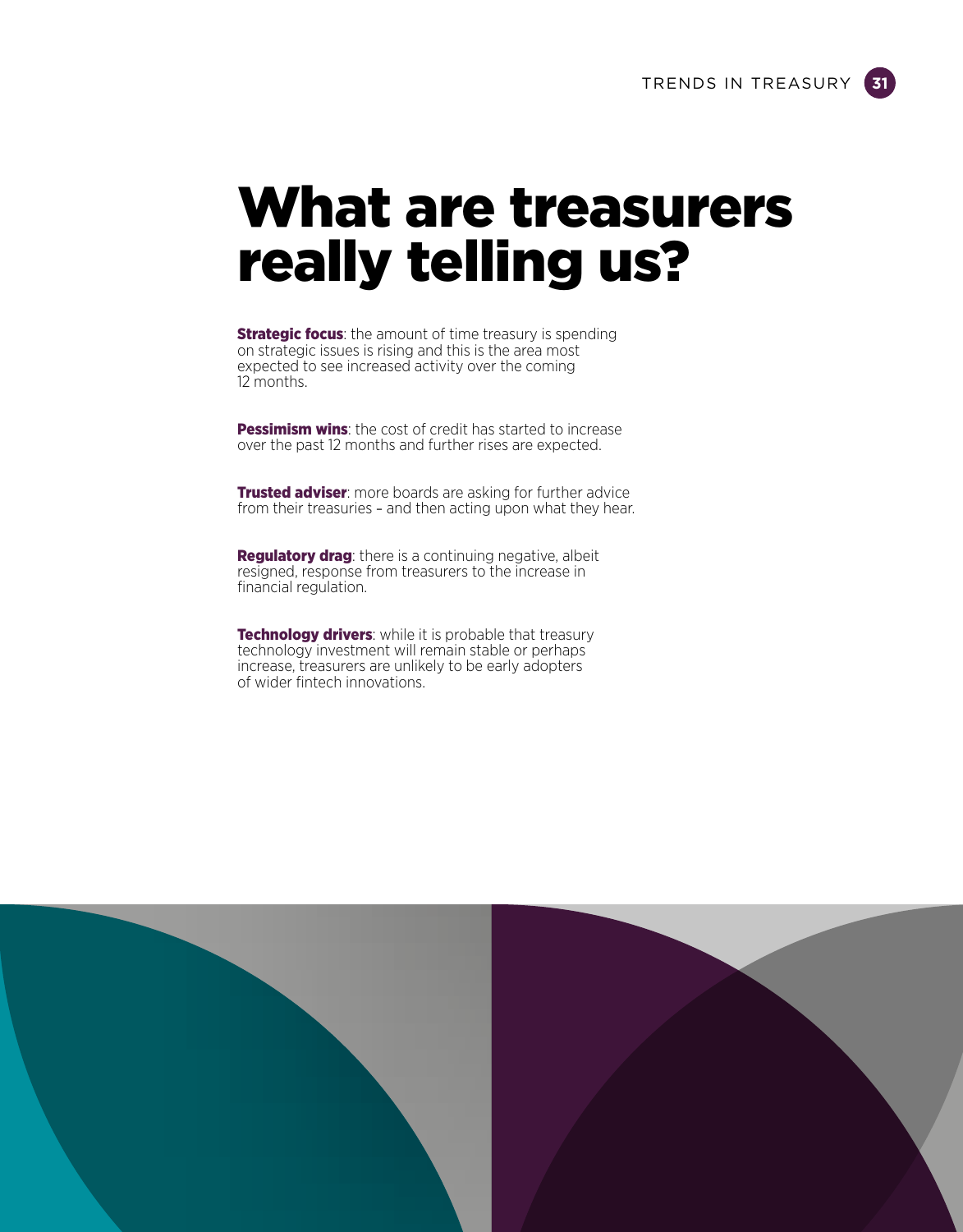# What are treasurers really telling us?

**Strategic focus**: the amount of time treasury is spending on strategic issues is rising and this is the area most expected to see increased activity over the coming 12 months.

**Pessimism wins**: the cost of credit has started to increase over the past 12 months and further rises are expected.

**Trusted adviser**: more boards are asking for further advice from their treasuries – and then acting upon what they hear.

**Regulatory drag**: there is a continuing negative, albeit resigned, response from treasurers to the increase in financial regulation.

**Technology drivers**: while it is probable that treasury technology investment will remain stable or perhaps increase, treasurers are unlikely to be early adopters of wider fintech innovations.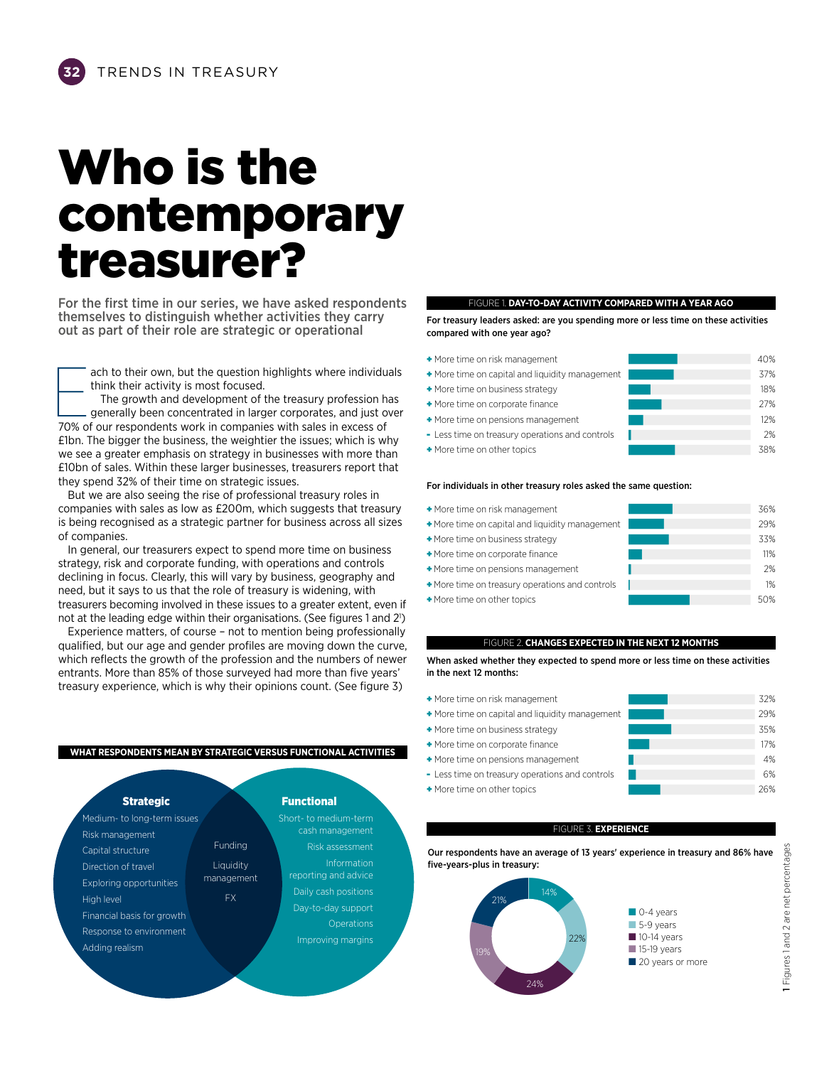# Who is the contemporary treasurer?

**For the first time in our series, we have asked respondents themselves to distinguish whether activities they carry out as part of their role are strategic or operational**

Each to their own, but the question highlights where individuals think their activity is most focused.

The growth and development of the treasury profession has generally been concentrated in larger corporates, and just over 70% of our respondents work in companies with sales in excess of £1bn. The bigger the business, the weightier the issues; which is why we see a greater emphasis on strategy in businesses with more than £10bn of sales. Within these larger businesses, treasurers report that they spend 32% of their time on strategic issues.

But we are also seeing the rise of professional treasury roles in companies with sales as low as £200m, which suggests that treasury is being recognised as a strategic partner for business across all sizes of companies.

In general, our treasurers expect to spend more time on business strategy, risk and corporate funding, with operations and controls declining in focus. Clearly, this will vary by business, geography and need, but it says to us that the role of treasury is widening, with treasurers becoming involved in these issues to a greater extent, even if not at the leading edge within their organisations. (See figures 1 and 2[1])

Experience matters, of course – not to mention being professionally qualified, but our age and gender profiles are moving down the curve, which reflects the growth of the profession and the numbers of newer entrants. More than 85% of those surveyed had more than five years' treasury experience, which is why their opinions count. (See figure 3)

**WHAT RESPONDENTS MEAN BY STRATEGIC VERSUS FUNCTIONAL ACTIVITIES**

| Strategic | Both | Functional |
|---|---|---|
| Medium- to long-term issues | Funding | Short- to medium-term cash management |
| Risk management | Liquidity management | Risk assessment |
| Capital structure | FX | Information reporting and advice |
| Direction of travel | | Daily cash positions |
| Exploring opportunities | | Day-to-day support |
| High level | | Operations |
| Financial basis for growth | | Improving margins |
| Response to environment | | |
| Adding realism | | |

**FIGURE 1. DAY-TO-DAY ACTIVITY COMPARED WITH A YEAR AGO**

**For treasury leaders asked: are you spending more or less time on these activities compared with one year ago?**

| Activity | % |
|---|---|
| + More time on risk management | 40% |
| + More time on capital and liquidity management | 37% |
| + More time on business strategy | 18% |
| + More time on corporate finance | 27% |
| + More time on pensions management | 12% |
| - Less time on treasury operations and controls | 2% |
| + More time on other topics | 38% |

**For individuals in other treasury roles asked the same question:**

| Activity | % |
|---|---|
| + More time on risk management | 36% |
| + More time on capital and liquidity management | 29% |
| + More time on business strategy | 33% |
| + More time on corporate finance | 11% |
| + More time on pensions management | 2% |
| + More time on treasury operations and controls | 1% |
| + More time on other topics | 50% |

**FIGURE 2. CHANGES EXPECTED IN THE NEXT 12 MONTHS**

**When asked whether they expected to spend more or less time on these activities in the next 12 months:**

| Activity | % |
|---|---|
| + More time on risk management | 32% |
| + More time on capital and liquidity management | 29% |
| + More time on business strategy | 35% |
| + More time on corporate finance | 17% |
| + More time on pensions management | 4% |
| - Less time on treasury operations and controls | 6% |
| + More time on other topics | 26% |

**FIGURE 3. EXPERIENCE**

**Our respondents have an average of 13 years' experience in treasury and 86% have five-years-plus in treasury:**

| Experience | % |
|---|---|
| 0-4 years | 14% |
| 5-9 years | 22% |
| 10-14 years | 24% |
| 15-19 years | 19% |
| 20 years or more | 21% |

[1] Figures 1 and 2 are net percentages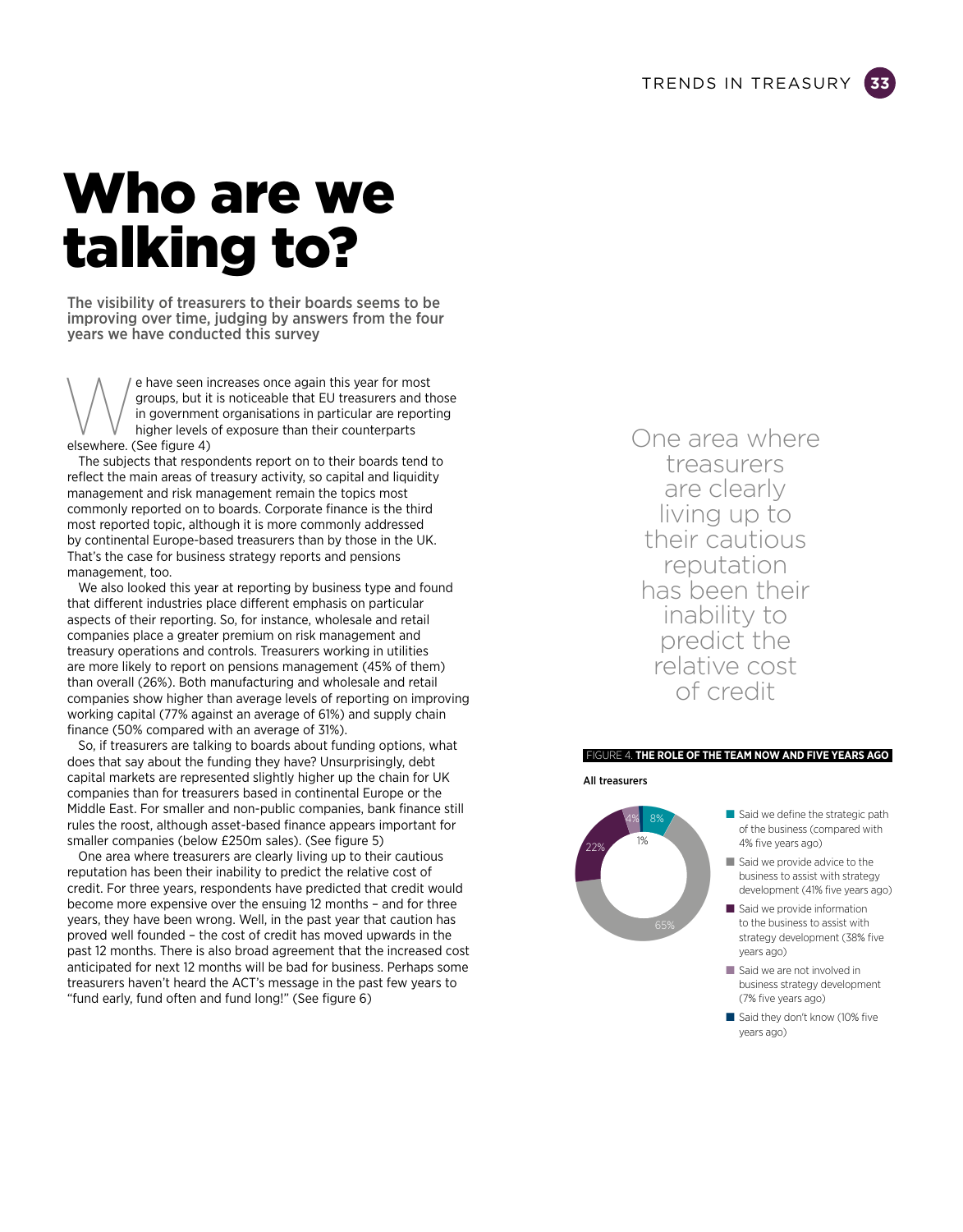# Who are we talking to?

**The visibility of treasurers to their boards seems to be improving over time, judging by answers from the four years we have conducted this survey**

We have seen increases once again this year for most groups, but it is noticeable that EU treasurers and those in government organisations in particular are reporting higher levels of exposure than their counterparts elsewhere. (See figure 4)

The subjects that respondents report on to their boards tend to reflect the main areas of treasury activity, so capital and liquidity management and risk management remain the topics most commonly reported on to boards. Corporate finance is the third most reported topic, although it is more commonly addressed by continental Europe-based treasurers than by those in the UK. That's the case for business strategy reports and pensions management, too.

We also looked this year at reporting by business type and found that different industries place different emphasis on particular aspects of their reporting. So, for instance, wholesale and retail companies place a greater premium on risk management and treasury operations and controls. Treasurers working in utilities are more likely to report on pensions management (45% of them) than overall (26%). Both manufacturing and wholesale and retail companies show higher than average levels of reporting on improving working capital (77% against an average of 61%) and supply chain finance (50% compared with an average of 31%).

So, if treasurers are talking to boards about funding options, what does that say about the funding they have? Unsurprisingly, debt capital markets are represented slightly higher up the chain for UK companies than for treasurers based in continental Europe or the Middle East. For smaller and non-public companies, bank finance still rules the roost, although asset-based finance appears important for smaller companies (below £250m sales). (See figure 5)

One area where treasurers are clearly living up to their cautious reputation has been their inability to predict the relative cost of credit. For three years, respondents have predicted that credit would become more expensive over the ensuing 12 months – and for three years, they have been wrong. Well, in the past year that caution has proved well founded – the cost of credit has moved upwards in the past 12 months. There is also broad agreement that the increased cost anticipated for next 12 months will be bad for business. Perhaps some treasurers haven't heard the ACT's message in the past few years to "fund early, fund often and fund long!" (See figure 6)

> One area where treasurers are clearly living up to their cautious reputation has been their inability to predict the relative cost of credit

FIGURE 4. **THE ROLE OF THE TEAM NOW AND FIVE YEARS AGO**

**All treasurers**

| Response | Now |
|---|---|
| Said we define the strategic path of the business (compared with 4% five years ago) | 8% |
| Said we provide advice to the business to assist with strategy development (41% five years ago) | 65% |
| Said we provide information to the business to assist with strategy development (38% five years ago) | 22% |
| Said we are not involved in business strategy development (7% five years ago) | 4% |
| Said they don't know (10% five years ago) | 1% |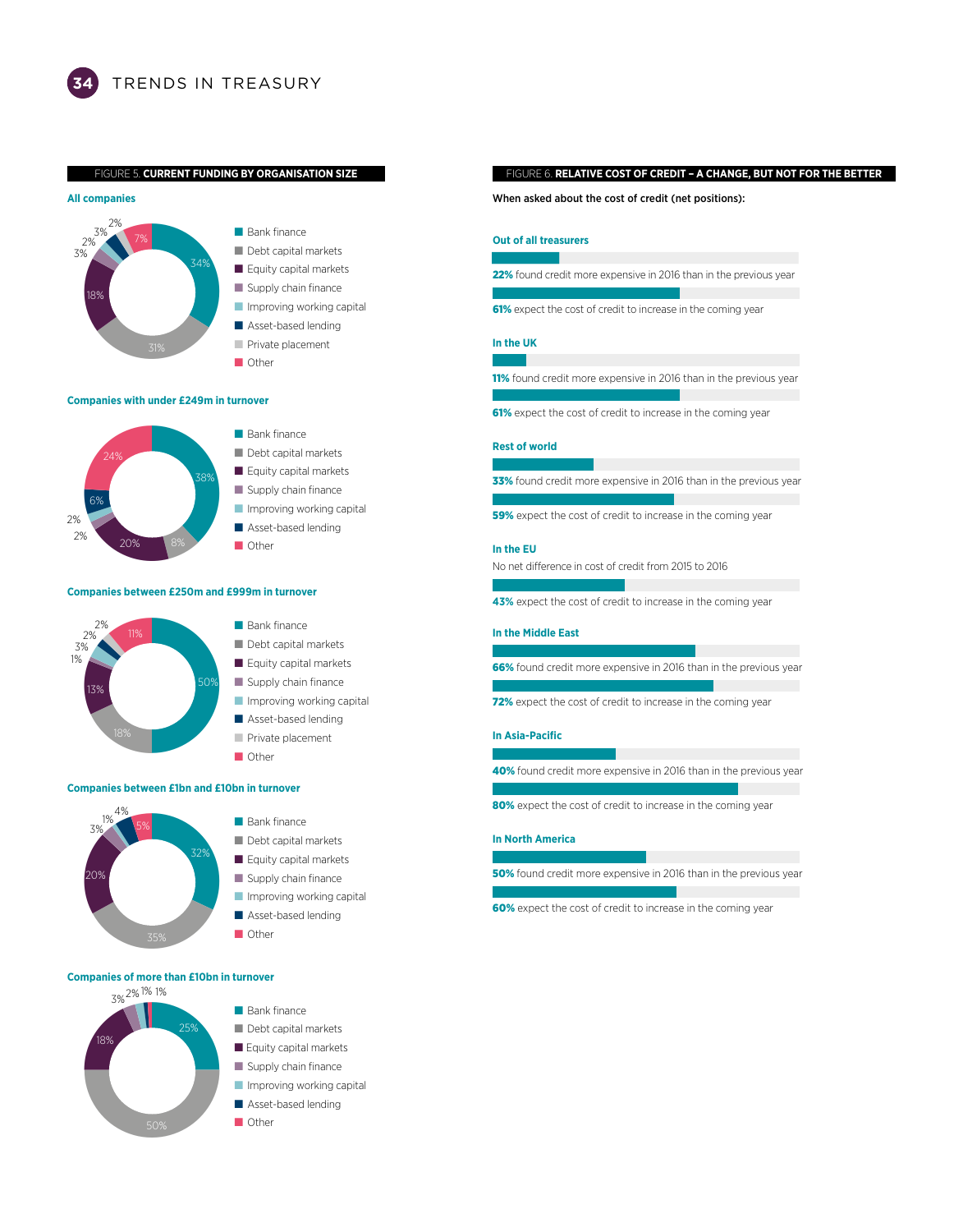## FIGURE 5. CURRENT FUNDING BY ORGANISATION SIZE

**All companies**

| Funding source | % |
|---|---|
| Bank finance | 34% |
| Debt capital markets | 31% |
| Equity capital markets | 18% |
| Supply chain finance | 3% |
| Improving working capital | 2% |
| Asset-based lending | 3% |
| Private placement | 2% |
| Other | 7% |

**Companies with under £249m in turnover**

| Funding source | % |
|---|---|
| Bank finance | 38% |
| Debt capital markets | 8% |
| Equity capital markets | 20% |
| Supply chain finance | 2% |
| Improving working capital | 2% |
| Asset-based lending | 6% |
| Other | 24% |

**Companies between £250m and £999m in turnover**

| Funding source | % |
|---|---|
| Bank finance | 50% |
| Debt capital markets | 18% |
| Equity capital markets | 13% |
| Supply chain finance | 1% |
| Improving working capital | 3% |
| Asset-based lending | 2% |
| Private placement | 2% |
| Other | 11% |

**Companies between £1bn and £10bn in turnover**

| Funding source | % |
|---|---|
| Bank finance | 32% |
| Debt capital markets | 35% |
| Equity capital markets | 20% |
| Supply chain finance | 3% |
| Improving working capital | 1% |
| Asset-based lending | 4% |
| Other | 5% |

**Companies of more than £10bn in turnover**

| Funding source | % |
|---|---|
| Bank finance | 25% |
| Debt capital markets | 50% |
| Equity capital markets | 18% |
| Supply chain finance | 3% |
| Improving working capital | 2% |
| Asset-based lending | 1% |
| Other | 1% |

## FIGURE 6. RELATIVE COST OF CREDIT – A CHANGE, BUT NOT FOR THE BETTER

**When asked about the cost of credit (net positions):**

**Out of all treasurers**

**22%** found credit more expensive in 2016 than in the previous year

**61%** expect the cost of credit to increase in the coming year

**In the UK**

**11%** found credit more expensive in 2016 than in the previous year

**61%** expect the cost of credit to increase in the coming year

**Rest of world**

**33%** found credit more expensive in 2016 than in the previous year

**59%** expect the cost of credit to increase in the coming year

**In the EU**

No net difference in cost of credit from 2015 to 2016

**43%** expect the cost of credit to increase in the coming year

**In the Middle East**

**66%** found credit more expensive in 2016 than in the previous year

**72%** expect the cost of credit to increase in the coming year

**In Asia-Pacific**

**40%** found credit more expensive in 2016 than in the previous year

**80%** expect the cost of credit to increase in the coming year

**In North America**

**50%** found credit more expensive in 2016 than in the previous year

**60%** expect the cost of credit to increase in the coming year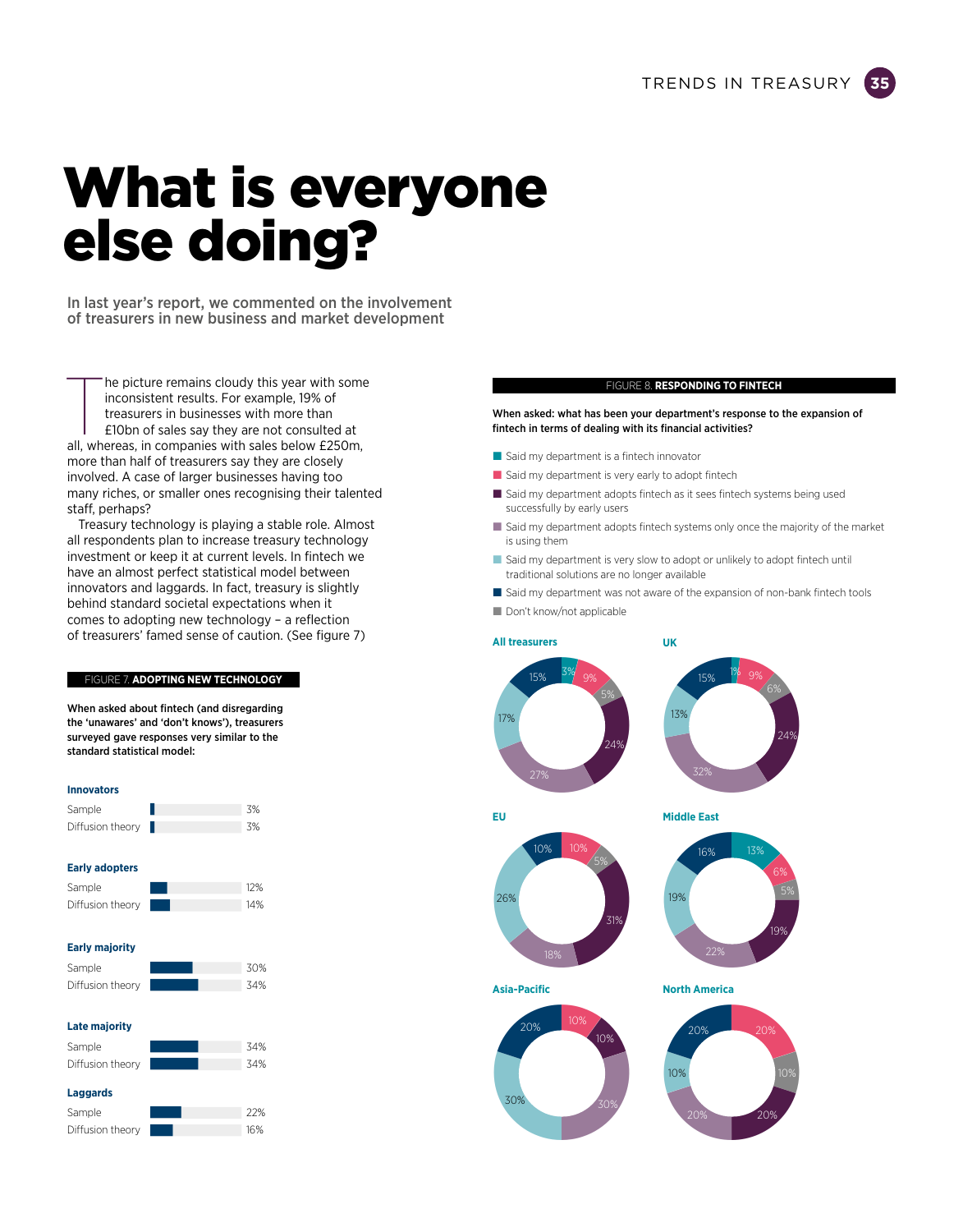# What is everyone else doing?

**In last year's report, we commented on the involvement of treasurers in new business and market development**

The picture remains cloudy this year with some inconsistent results. For example, 19% of treasurers in businesses with more than £10bn of sales say they are not consulted at all, whereas, in companies with sales below £250m, more than half of treasurers say they are closely involved. A case of larger businesses having too many riches, or smaller ones recognising their talented staff, perhaps?

Treasury technology is playing a stable role. Almost all respondents plan to increase treasury technology investment or keep it at current levels. In fintech we have an almost perfect statistical model between innovators and laggards. In fact, treasury is slightly behind standard societal expectations when it comes to adopting new technology – a reflection of treasurers' famed sense of caution. (See figure 7)

FIGURE 7. **ADOPTING NEW TECHNOLOGY**

**When asked about fintech (and disregarding the 'unawares' and 'don't knows'), treasurers surveyed gave responses very similar to the standard statistical model:**

| | Sample | Diffusion theory |
|---|---|---|
| **Innovators** | 3% | 3% |
| **Early adopters** | 12% | 14% |
| **Early majority** | 30% | 34% |
| **Late majority** | 34% | 34% |
| **Laggards** | 22% | 16% |

FIGURE 8. **RESPONDING TO FINTECH**

**When asked: what has been your department's response to the expansion of fintech in terms of dealing with its financial activities?**

- Said my department is a fintech innovator
- Said my department is very early to adopt fintech
- Said my department adopts fintech as it sees fintech systems being used successfully by early users
- Said my department adopts fintech systems only once the majority of the market is using them
- Said my department is very slow to adopt or unlikely to adopt fintech until traditional solutions are no longer available
- Said my department was not aware of the expansion of non-bank fintech tools
- Don't know/not applicable

| | Fintech innovator | Very early to adopt | Adopts once seen used by early users | Adopts once majority using | Very slow/unlikely to adopt | Not aware | Don't know/not applicable |
|---|---|---|---|---|---|---|---|
| **All treasurers** | 3% | 9% | 24% | 27% | 17% | 15% | 5% |
| **UK** | 1% | 9% | 24% | 32% | 13% | 15% | 6% |
| **EU** | | 10% | 31% | 18% | 26% | 10% | 5% |
| **Middle East** | 13% | 6% | 19% | 22% | 19% | 16% | 5% |
| **Asia-Pacific** | | 10% | 10% | 30% | 30% | 20% | |
| **North America** | | 20% | 20% | 20% | 10% | 20% | 10% |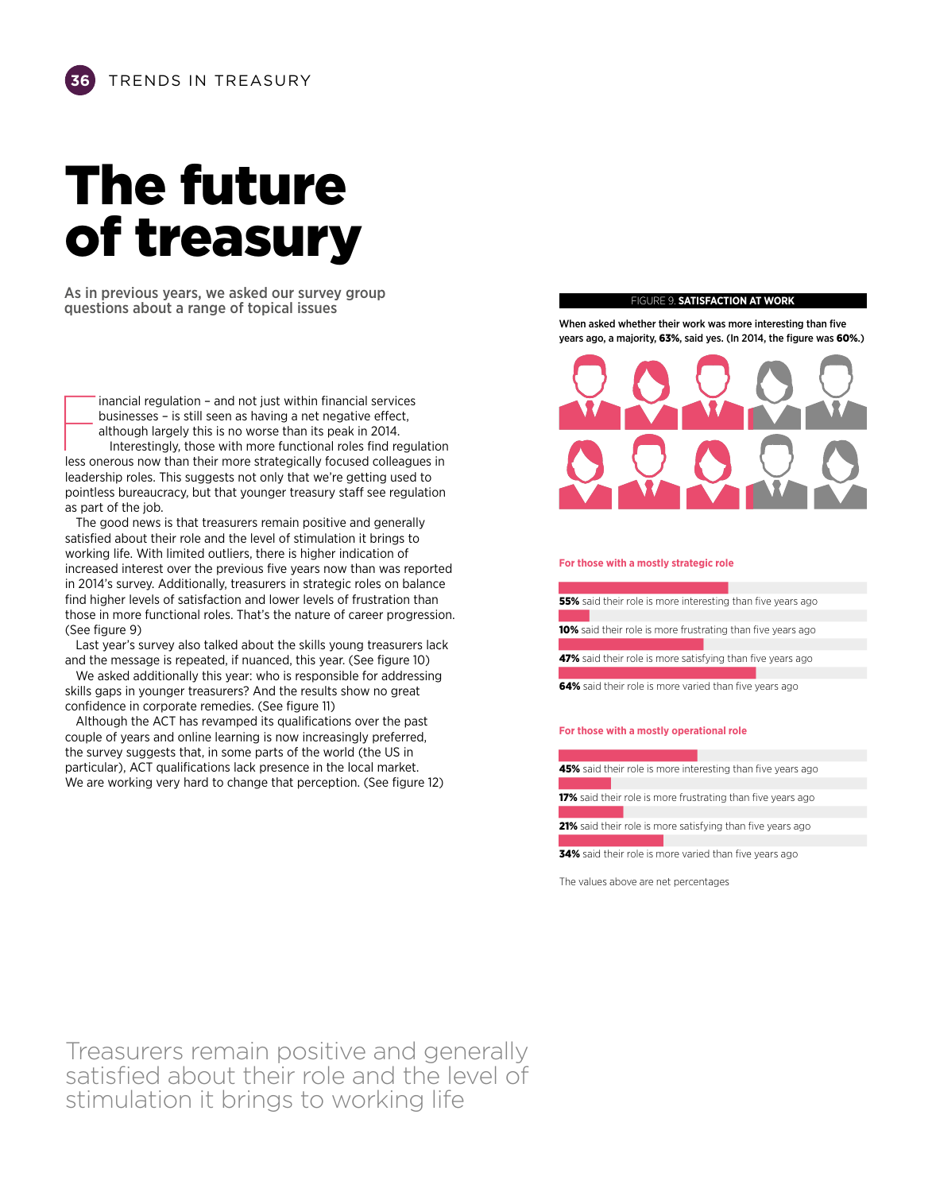# The future of treasury

**As in previous years, we asked our survey group questions about a range of topical issues**

Financial regulation – and not just within financial services businesses – is still seen as having a net negative effect, although largely this is no worse than its peak in 2014.

Interestingly, those with more functional roles find regulation less onerous now than their more strategically focused colleagues in leadership roles. This suggests not only that we're getting used to pointless bureaucracy, but that younger treasury staff see regulation as part of the job.

The good news is that treasurers remain positive and generally satisfied about their role and the level of stimulation it brings to working life. With limited outliers, there is higher indication of increased interest over the previous five years now than was reported in 2014's survey. Additionally, treasurers in strategic roles on balance find higher levels of satisfaction and lower levels of frustration than those in more functional roles. That's the nature of career progression. (See figure 9)

Last year's survey also talked about the skills young treasurers lack and the message is repeated, if nuanced, this year. (See figure 10)

We asked additionally this year: who is responsible for addressing skills gaps in younger treasurers? And the results show no great confidence in corporate remedies. (See figure 11)

Although the ACT has revamped its qualifications over the past couple of years and online learning is now increasingly preferred, the survey suggests that, in some parts of the world (the US in particular), ACT qualifications lack presence in the local market. We are working very hard to change that perception. (See figure 12)

Treasurers remain positive and generally satisfied about their role and the level of stimulation it brings to working life

FIGURE 9. **SATISFACTION AT WORK**

**When asked whether their work was more interesting than five years ago, a majority, 63%, said yes. (In 2014, the figure was 60%.)**

**For those with a mostly strategic role**

- **55%** said their role is more interesting than five years ago
- **10%** said their role is more frustrating than five years ago
- **47%** said their role is more satisfying than five years ago
- **64%** said their role is more varied than five years ago

**For those with a mostly operational role**

- **45%** said their role is more interesting than five years ago
- **17%** said their role is more frustrating than five years ago
- **21%** said their role is more satisfying than five years ago
- **34%** said their role is more varied than five years ago

The values above are net percentages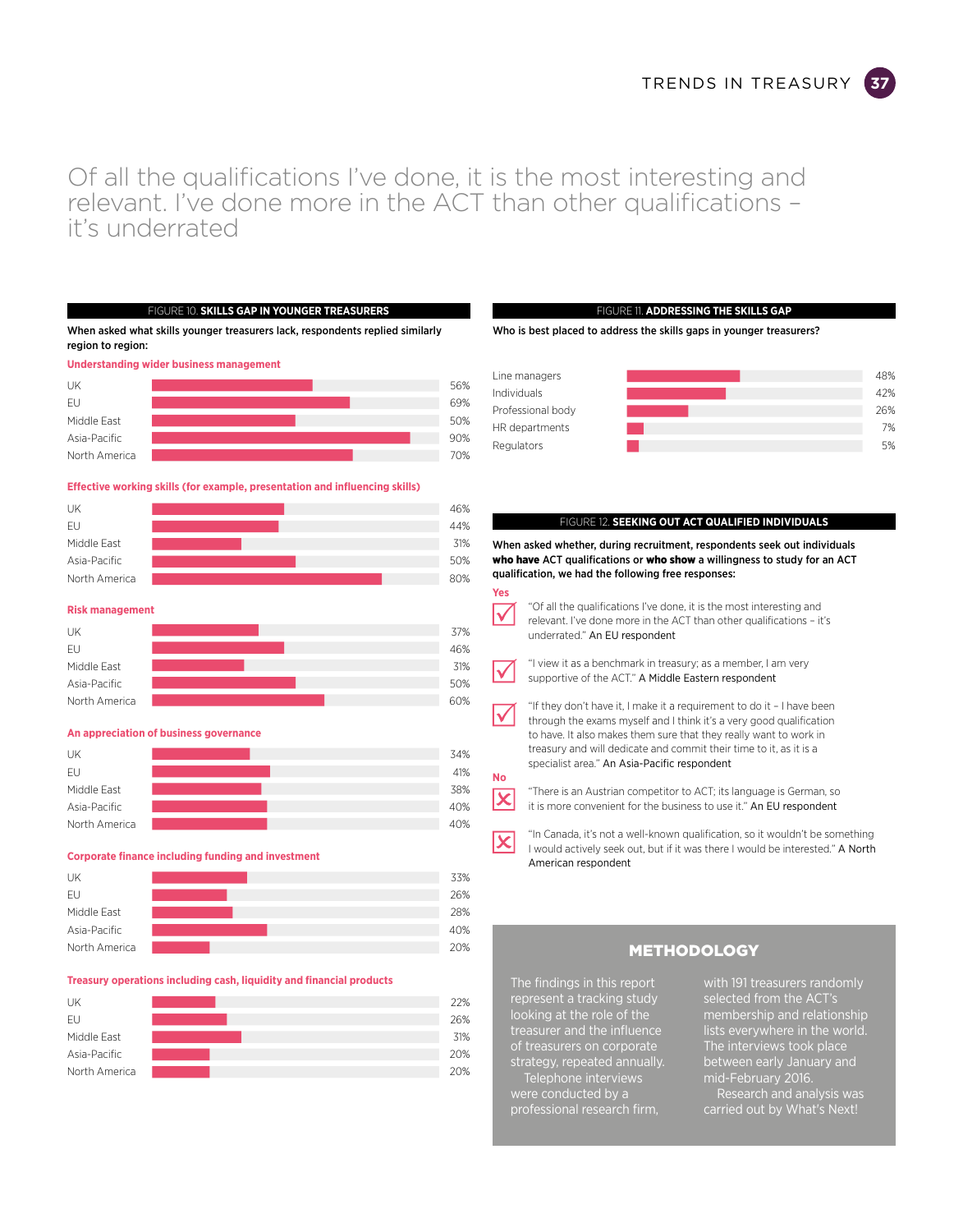Of all the qualifications I've done, it is the most interesting and relevant. I've done more in the ACT than other qualifications – it's underrated

FIGURE 10. **SKILLS GAP IN YOUNGER TREASURERS**

**When asked what skills younger treasurers lack, respondents replied similarly region to region:**

**Understanding wider business management**

UK 56%
EU 69%
Middle East 50%
Asia-Pacific 90%
North America 70%

**Effective working skills (for example, presentation and influencing skills)**

UK 46%
EU 44%
Middle East 31%
Asia-Pacific 50%
North America 80%

**Risk management**

UK 37%
EU 46%
Middle East 31%
Asia-Pacific 50%
North America 60%

**An appreciation of business governance**

UK 34%
EU 41%
Middle East 38%
Asia-Pacific 40%
North America 40%

**Corporate finance including funding and investment**

UK 33%
EU 26%
Middle East 28%
Asia-Pacific 40%
North America 20%

**Treasury operations including cash, liquidity and financial products**

UK 22%
EU 26%
Middle East 31%
Asia-Pacific 20%
North America 20%

FIGURE 11. **ADDRESSING THE SKILLS GAP**

**Who is best placed to address the skills gaps in younger treasurers?**

Line managers 48%
Individuals 42%
Professional body 26%
HR departments 7%
Regulators 5%

FIGURE 12. **SEEKING OUT ACT QUALIFIED INDIVIDUALS**

**When asked whether, during recruitment, respondents seek out individuals who have ACT qualifications or who show a willingness to study for an ACT qualification, we had the following free responses:**

**Yes**

"Of all the qualifications I've done, it is the most interesting and relevant. I've done more in the ACT than other qualifications – it's underrated." An EU respondent

"I view it as a benchmark in treasury; as a member, I am very supportive of the ACT." A Middle Eastern respondent

"If they don't have it, I make it a requirement to do it – I have been through the exams myself and I think it's a very good qualification to have. It also makes them sure that they really want to work in treasury and will dedicate and commit their time to it, as it is a specialist area." An Asia-Pacific respondent

**No**

"There is an Austrian competitor to ACT; its language is German, so it is more convenient for the business to use it." An EU respondent

"In Canada, it's not a well-known qualification, so it wouldn't be something I would actively seek out, but if it was there I would be interested." A North American respondent

## METHODOLOGY

The findings in this report represent a tracking study looking at the role of the treasurer and the influence of treasurers on corporate strategy, repeated annually.

Telephone interviews were conducted by a professional research firm, with 191 treasurers randomly selected from the ACT's membership and relationship lists everywhere in the world. The interviews took place between early January and mid-February 2016.

Research and analysis was carried out by What's Next!